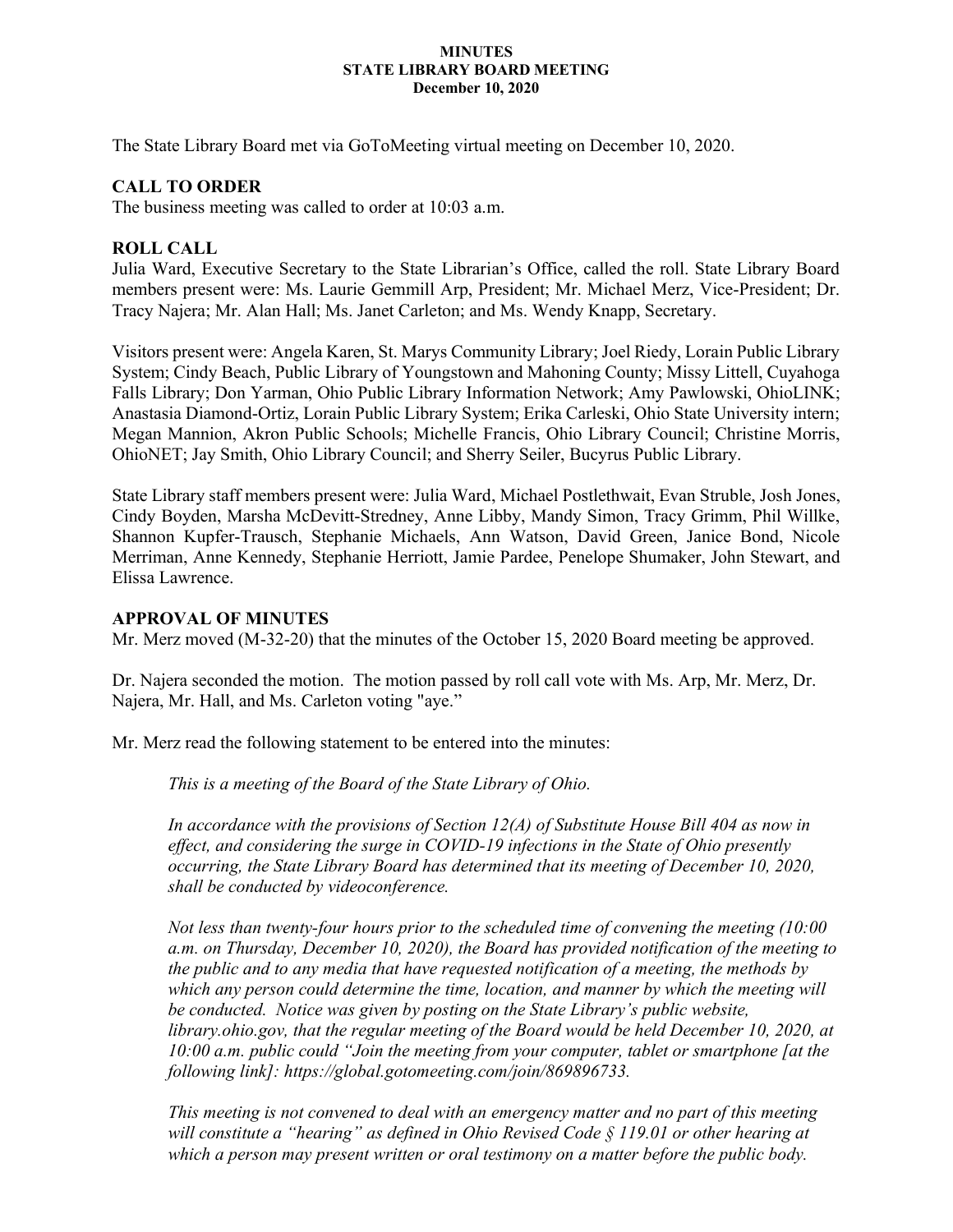**MINUTES**
**STATE LIBRARY BOARD MEETING**
**December 10, 2020**

The State Library Board met via GoToMeeting virtual meeting on December 10, 2020.

## CALL TO ORDER

The business meeting was called to order at 10:03 a.m.

## ROLL CALL

Julia Ward, Executive Secretary to the State Librarian's Office, called the roll. State Library Board members present were: Ms. Laurie Gemmill Arp, President; Mr. Michael Merz, Vice-President; Dr. Tracy Najera; Mr. Alan Hall; Ms. Janet Carleton; and Ms. Wendy Knapp, Secretary.

Visitors present were: Angela Karen, St. Marys Community Library; Joel Riedy, Lorain Public Library System; Cindy Beach, Public Library of Youngstown and Mahoning County; Missy Littell, Cuyahoga Falls Library; Don Yarman, Ohio Public Library Information Network; Amy Pawlowski, OhioLINK; Anastasia Diamond-Ortiz, Lorain Public Library System; Erika Carleski, Ohio State University intern; Megan Mannion, Akron Public Schools; Michelle Francis, Ohio Library Council; Christine Morris, OhioNET; Jay Smith, Ohio Library Council; and Sherry Seiler, Bucyrus Public Library.

State Library staff members present were: Julia Ward, Michael Postlethwait, Evan Struble, Josh Jones, Cindy Boyden, Marsha McDevitt-Stredney, Anne Libby, Mandy Simon, Tracy Grimm, Phil Willke, Shannon Kupfer-Trausch, Stephanie Michaels, Ann Watson, David Green, Janice Bond, Nicole Merriman, Anne Kennedy, Stephanie Herriott, Jamie Pardee, Penelope Shumaker, John Stewart, and Elissa Lawrence.

## APPROVAL OF MINUTES

Mr. Merz moved (M-32-20) that the minutes of the October 15, 2020 Board meeting be approved.

Dr. Najera seconded the motion. The motion passed by roll call vote with Ms. Arp, Mr. Merz, Dr. Najera, Mr. Hall, and Ms. Carleton voting "aye."

Mr. Merz read the following statement to be entered into the minutes:

> *This is a meeting of the Board of the State Library of Ohio.*
>
> *In accordance with the provisions of Section 12(A) of Substitute House Bill 404 as now in effect, and considering the surge in COVID-19 infections in the State of Ohio presently occurring, the State Library Board has determined that its meeting of December 10, 2020, shall be conducted by videoconference.*
>
> *Not less than twenty-four hours prior to the scheduled time of convening the meeting (10:00 a.m. on Thursday, December 10, 2020), the Board has provided notification of the meeting to the public and to any media that have requested notification of a meeting, the methods by which any person could determine the time, location, and manner by which the meeting will be conducted. Notice was given by posting on the State Library's public website, library.ohio.gov, that the regular meeting of the Board would be held December 10, 2020, at 10:00 a.m. public could "Join the meeting from your computer, tablet or smartphone [at the following link]: https://global.gotomeeting.com/join/869896733.*
>
> *This meeting is not convened to deal with an emergency matter and no part of this meeting will constitute a "hearing" as defined in Ohio Revised Code § 119.01 or other hearing at which a person may present written or oral testimony on a matter before the public body.*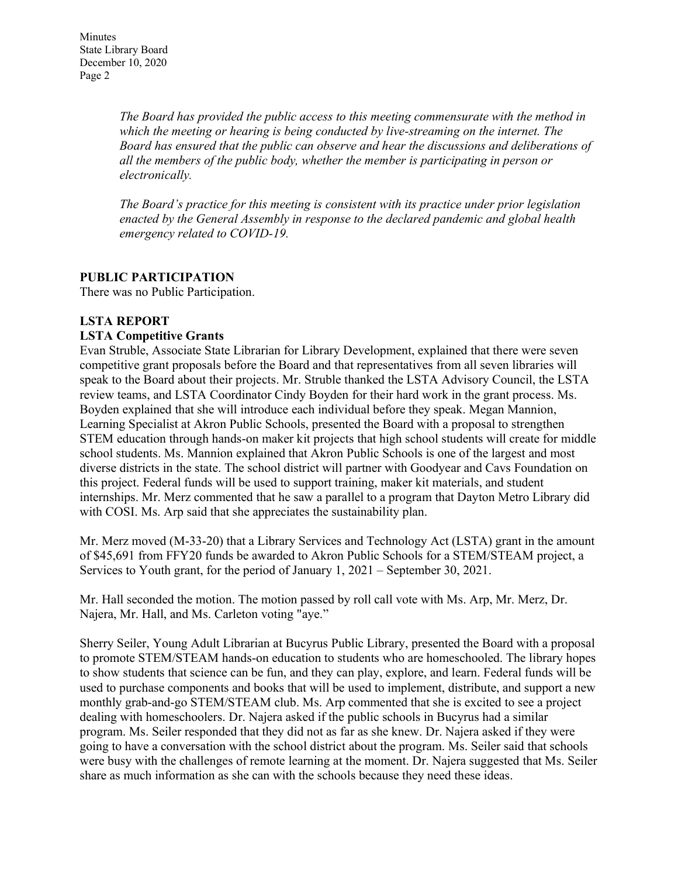*The Board has provided the public access to this meeting commensurate with the method in which the meeting or hearing is being conducted by live-streaming on the internet. The Board has ensured that the public can observe and hear the discussions and deliberations of all the members of the public body, whether the member is participating in person or electronically.*

*The Board's practice for this meeting is consistent with its practice under prior legislation enacted by the General Assembly in response to the declared pandemic and global health emergency related to COVID-19.*

**PUBLIC PARTICIPATION**

There was no Public Participation.

**LSTA REPORT**

**LSTA Competitive Grants**

Evan Struble, Associate State Librarian for Library Development, explained that there were seven competitive grant proposals before the Board and that representatives from all seven libraries will speak to the Board about their projects. Mr. Struble thanked the LSTA Advisory Council, the LSTA review teams, and LSTA Coordinator Cindy Boyden for their hard work in the grant process. Ms. Boyden explained that she will introduce each individual before they speak. Megan Mannion, Learning Specialist at Akron Public Schools, presented the Board with a proposal to strengthen STEM education through hands-on maker kit projects that high school students will create for middle school students. Ms. Mannion explained that Akron Public Schools is one of the largest and most diverse districts in the state. The school district will partner with Goodyear and Cavs Foundation on this project. Federal funds will be used to support training, maker kit materials, and student internships. Mr. Merz commented that he saw a parallel to a program that Dayton Metro Library did with COSI. Ms. Arp said that she appreciates the sustainability plan.

Mr. Merz moved (M-33-20) that a Library Services and Technology Act (LSTA) grant in the amount of $45,691 from FFY20 funds be awarded to Akron Public Schools for a STEM/STEAM project, a Services to Youth grant, for the period of January 1, 2021 – September 30, 2021.

Mr. Hall seconded the motion. The motion passed by roll call vote with Ms. Arp, Mr. Merz, Dr. Najera, Mr. Hall, and Ms. Carleton voting "aye."

Sherry Seiler, Young Adult Librarian at Bucyrus Public Library, presented the Board with a proposal to promote STEM/STEAM hands-on education to students who are homeschooled. The library hopes to show students that science can be fun, and they can play, explore, and learn. Federal funds will be used to purchase components and books that will be used to implement, distribute, and support a new monthly grab-and-go STEM/STEAM club. Ms. Arp commented that she is excited to see a project dealing with homeschoolers. Dr. Najera asked if the public schools in Bucyrus had a similar program. Ms. Seiler responded that they did not as far as she knew. Dr. Najera asked if they were going to have a conversation with the school district about the program. Ms. Seiler said that schools were busy with the challenges of remote learning at the moment. Dr. Najera suggested that Ms. Seiler share as much information as she can with the schools because they need these ideas.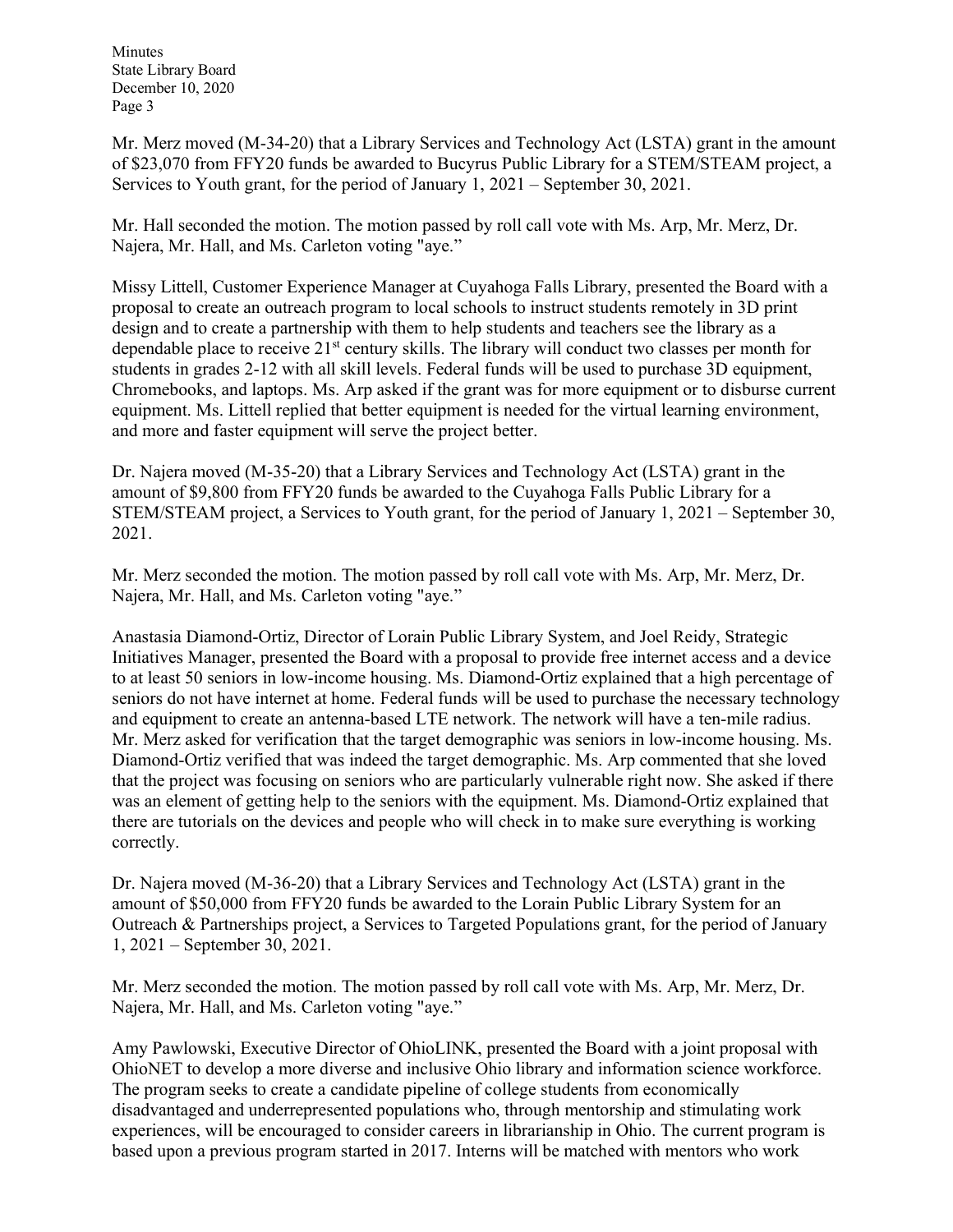Mr. Merz moved (M-34-20) that a Library Services and Technology Act (LSTA) grant in the amount of $23,070 from FFY20 funds be awarded to Bucyrus Public Library for a STEM/STEAM project, a Services to Youth grant, for the period of January 1, 2021 – September 30, 2021.

Mr. Hall seconded the motion. The motion passed by roll call vote with Ms. Arp, Mr. Merz, Dr. Najera, Mr. Hall, and Ms. Carleton voting "aye."

Missy Littell, Customer Experience Manager at Cuyahoga Falls Library, presented the Board with a proposal to create an outreach program to local schools to instruct students remotely in 3D print design and to create a partnership with them to help students and teachers see the library as a dependable place to receive 21st century skills. The library will conduct two classes per month for students in grades 2-12 with all skill levels. Federal funds will be used to purchase 3D equipment, Chromebooks, and laptops. Ms. Arp asked if the grant was for more equipment or to disburse current equipment. Ms. Littell replied that better equipment is needed for the virtual learning environment, and more and faster equipment will serve the project better.

Dr. Najera moved (M-35-20) that a Library Services and Technology Act (LSTA) grant in the amount of $9,800 from FFY20 funds be awarded to the Cuyahoga Falls Public Library for a STEM/STEAM project, a Services to Youth grant, for the period of January 1, 2021 – September 30, 2021.

Mr. Merz seconded the motion. The motion passed by roll call vote with Ms. Arp, Mr. Merz, Dr. Najera, Mr. Hall, and Ms. Carleton voting "aye."

Anastasia Diamond-Ortiz, Director of Lorain Public Library System, and Joel Reidy, Strategic Initiatives Manager, presented the Board with a proposal to provide free internet access and a device to at least 50 seniors in low-income housing. Ms. Diamond-Ortiz explained that a high percentage of seniors do not have internet at home. Federal funds will be used to purchase the necessary technology and equipment to create an antenna-based LTE network. The network will have a ten-mile radius. Mr. Merz asked for verification that the target demographic was seniors in low-income housing. Ms. Diamond-Ortiz verified that was indeed the target demographic. Ms. Arp commented that she loved that the project was focusing on seniors who are particularly vulnerable right now. She asked if there was an element of getting help to the seniors with the equipment. Ms. Diamond-Ortiz explained that there are tutorials on the devices and people who will check in to make sure everything is working correctly.

Dr. Najera moved (M-36-20) that a Library Services and Technology Act (LSTA) grant in the amount of $50,000 from FFY20 funds be awarded to the Lorain Public Library System for an Outreach & Partnerships project, a Services to Targeted Populations grant, for the period of January 1, 2021 – September 30, 2021.

Mr. Merz seconded the motion. The motion passed by roll call vote with Ms. Arp, Mr. Merz, Dr. Najera, Mr. Hall, and Ms. Carleton voting "aye."

Amy Pawlowski, Executive Director of OhioLINK, presented the Board with a joint proposal with OhioNET to develop a more diverse and inclusive Ohio library and information science workforce. The program seeks to create a candidate pipeline of college students from economically disadvantaged and underrepresented populations who, through mentorship and stimulating work experiences, will be encouraged to consider careers in librarianship in Ohio. The current program is based upon a previous program started in 2017. Interns will be matched with mentors who work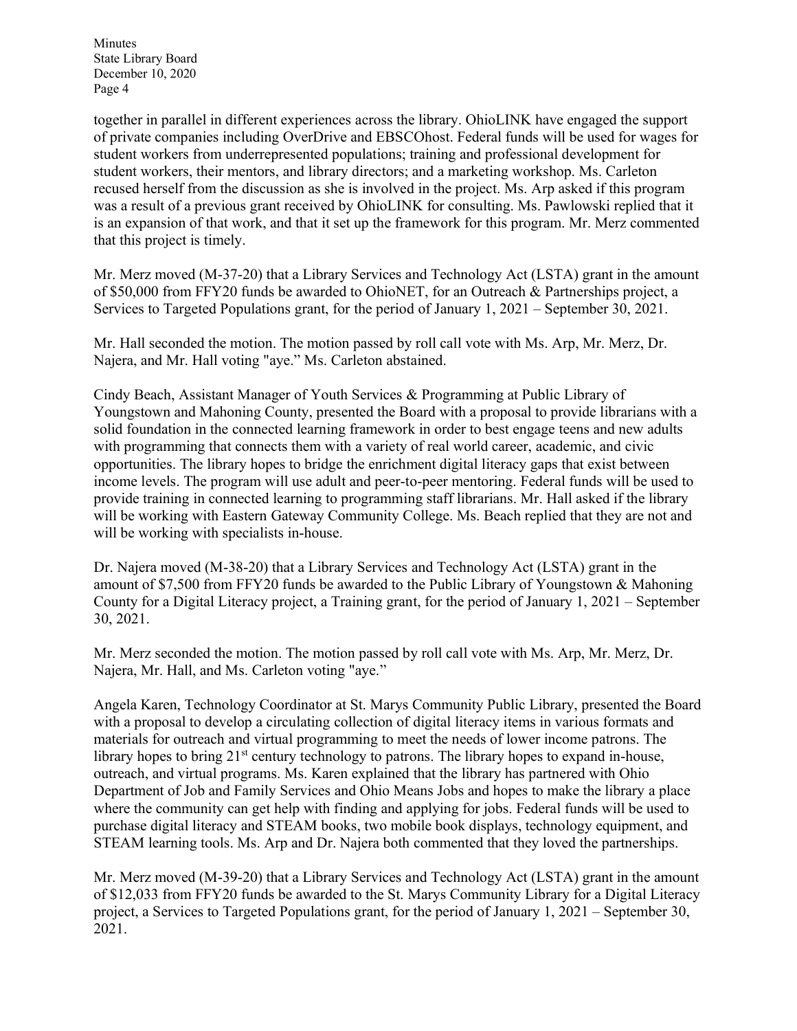together in parallel in different experiences across the library. OhioLINK have engaged the support of private companies including OverDrive and EBSCOhost. Federal funds will be used for wages for student workers from underrepresented populations; training and professional development for student workers, their mentors, and library directors; and a marketing workshop. Ms. Carleton recused herself from the discussion as she is involved in the project. Ms. Arp asked if this program was a result of a previous grant received by OhioLINK for consulting. Ms. Pawlowski replied that it is an expansion of that work, and that it set up the framework for this program. Mr. Merz commented that this project is timely.

Mr. Merz moved (M-37-20) that a Library Services and Technology Act (LSTA) grant in the amount of $50,000 from FFY20 funds be awarded to OhioNET, for an Outreach & Partnerships project, a Services to Targeted Populations grant, for the period of January 1, 2021 – September 30, 2021.

Mr. Hall seconded the motion. The motion passed by roll call vote with Ms. Arp, Mr. Merz, Dr. Najera, and Mr. Hall voting "aye." Ms. Carleton abstained.

Cindy Beach, Assistant Manager of Youth Services & Programming at Public Library of Youngstown and Mahoning County, presented the Board with a proposal to provide librarians with a solid foundation in the connected learning framework in order to best engage teens and new adults with programming that connects them with a variety of real world career, academic, and civic opportunities. The library hopes to bridge the enrichment digital literacy gaps that exist between income levels. The program will use adult and peer-to-peer mentoring. Federal funds will be used to provide training in connected learning to programming staff librarians. Mr. Hall asked if the library will be working with Eastern Gateway Community College. Ms. Beach replied that they are not and will be working with specialists in-house.

Dr. Najera moved (M-38-20) that a Library Services and Technology Act (LSTA) grant in the amount of $7,500 from FFY20 funds be awarded to the Public Library of Youngstown & Mahoning County for a Digital Literacy project, a Training grant, for the period of January 1, 2021 – September 30, 2021.

Mr. Merz seconded the motion. The motion passed by roll call vote with Ms. Arp, Mr. Merz, Dr. Najera, Mr. Hall, and Ms. Carleton voting "aye."

Angela Karen, Technology Coordinator at St. Marys Community Public Library, presented the Board with a proposal to develop a circulating collection of digital literacy items in various formats and materials for outreach and virtual programming to meet the needs of lower income patrons. The library hopes to bring 21st century technology to patrons. The library hopes to expand in-house, outreach, and virtual programs. Ms. Karen explained that the library has partnered with Ohio Department of Job and Family Services and Ohio Means Jobs and hopes to make the library a place where the community can get help with finding and applying for jobs. Federal funds will be used to purchase digital literacy and STEAM books, two mobile book displays, technology equipment, and STEAM learning tools. Ms. Arp and Dr. Najera both commented that they loved the partnerships.

Mr. Merz moved (M-39-20) that a Library Services and Technology Act (LSTA) grant in the amount of $12,033 from FFY20 funds be awarded to the St. Marys Community Library for a Digital Literacy project, a Services to Targeted Populations grant, for the period of January 1, 2021 – September 30, 2021.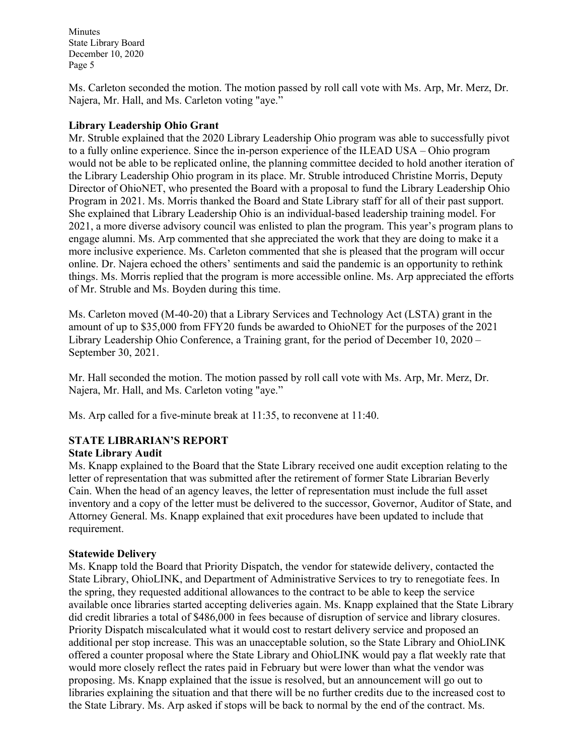Ms. Carleton seconded the motion. The motion passed by roll call vote with Ms. Arp, Mr. Merz, Dr. Najera, Mr. Hall, and Ms. Carleton voting "aye."

**Library Leadership Ohio Grant**

Mr. Struble explained that the 2020 Library Leadership Ohio program was able to successfully pivot to a fully online experience. Since the in-person experience of the ILEAD USA – Ohio program would not be able to be replicated online, the planning committee decided to hold another iteration of the Library Leadership Ohio program in its place. Mr. Struble introduced Christine Morris, Deputy Director of OhioNET, who presented the Board with a proposal to fund the Library Leadership Ohio Program in 2021. Ms. Morris thanked the Board and State Library staff for all of their past support. She explained that Library Leadership Ohio is an individual-based leadership training model. For 2021, a more diverse advisory council was enlisted to plan the program. This year's program plans to engage alumni. Ms. Arp commented that she appreciated the work that they are doing to make it a more inclusive experience. Ms. Carleton commented that she is pleased that the program will occur online. Dr. Najera echoed the others' sentiments and said the pandemic is an opportunity to rethink things. Ms. Morris replied that the program is more accessible online. Ms. Arp appreciated the efforts of Mr. Struble and Ms. Boyden during this time.

Ms. Carleton moved (M-40-20) that a Library Services and Technology Act (LSTA) grant in the amount of up to $35,000 from FFY20 funds be awarded to OhioNET for the purposes of the 2021 Library Leadership Ohio Conference, a Training grant, for the period of December 10, 2020 – September 30, 2021.

Mr. Hall seconded the motion. The motion passed by roll call vote with Ms. Arp, Mr. Merz, Dr. Najera, Mr. Hall, and Ms. Carleton voting "aye."

Ms. Arp called for a five-minute break at 11:35, to reconvene at 11:40.

## STATE LIBRARIAN'S REPORT

**State Library Audit**

Ms. Knapp explained to the Board that the State Library received one audit exception relating to the letter of representation that was submitted after the retirement of former State Librarian Beverly Cain. When the head of an agency leaves, the letter of representation must include the full asset inventory and a copy of the letter must be delivered to the successor, Governor, Auditor of State, and Attorney General. Ms. Knapp explained that exit procedures have been updated to include that requirement.

**Statewide Delivery**

Ms. Knapp told the Board that Priority Dispatch, the vendor for statewide delivery, contacted the State Library, OhioLINK, and Department of Administrative Services to try to renegotiate fees. In the spring, they requested additional allowances to the contract to be able to keep the service available once libraries started accepting deliveries again. Ms. Knapp explained that the State Library did credit libraries a total of $486,000 in fees because of disruption of service and library closures. Priority Dispatch miscalculated what it would cost to restart delivery service and proposed an additional per stop increase. This was an unacceptable solution, so the State Library and OhioLINK offered a counter proposal where the State Library and OhioLINK would pay a flat weekly rate that would more closely reflect the rates paid in February but were lower than what the vendor was proposing. Ms. Knapp explained that the issue is resolved, but an announcement will go out to libraries explaining the situation and that there will be no further credits due to the increased cost to the State Library. Ms. Arp asked if stops will be back to normal by the end of the contract. Ms.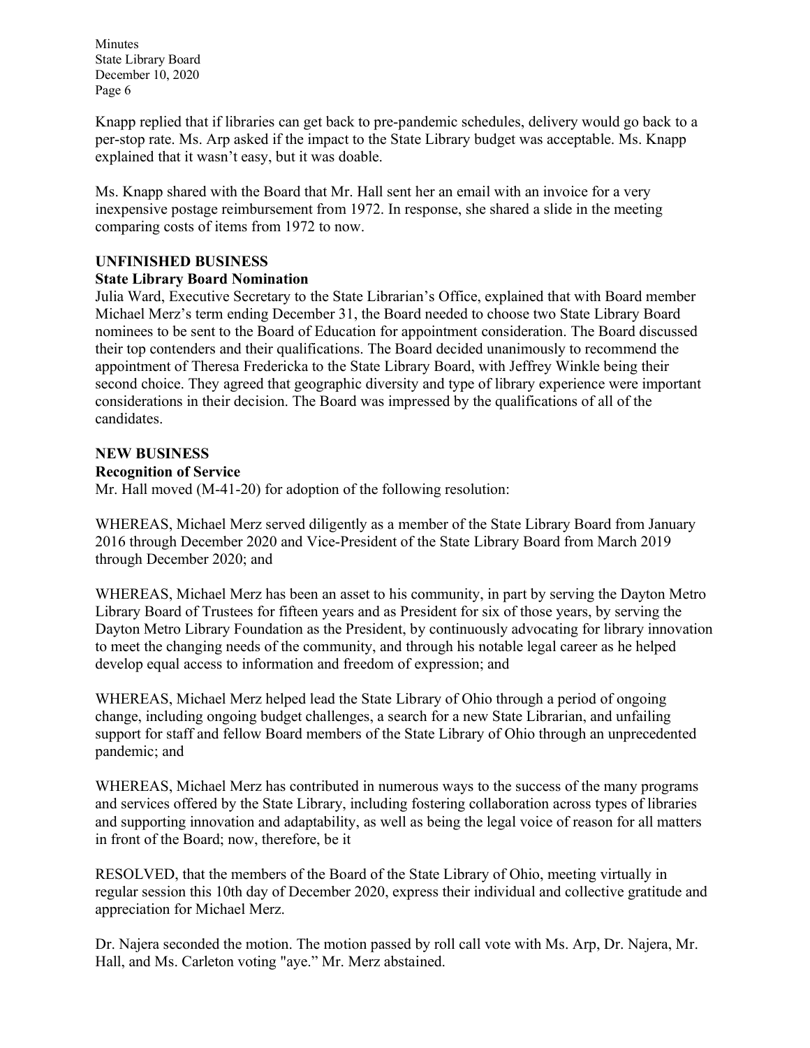Knapp replied that if libraries can get back to pre-pandemic schedules, delivery would go back to a per-stop rate. Ms. Arp asked if the impact to the State Library budget was acceptable. Ms. Knapp explained that it wasn't easy, but it was doable.

Ms. Knapp shared with the Board that Mr. Hall sent her an email with an invoice for a very inexpensive postage reimbursement from 1972. In response, she shared a slide in the meeting comparing costs of items from 1972 to now.

## UNFINISHED BUSINESS

### State Library Board Nomination

Julia Ward, Executive Secretary to the State Librarian's Office, explained that with Board member Michael Merz's term ending December 31, the Board needed to choose two State Library Board nominees to be sent to the Board of Education for appointment consideration. The Board discussed their top contenders and their qualifications. The Board decided unanimously to recommend the appointment of Theresa Fredericka to the State Library Board, with Jeffrey Winkle being their second choice. They agreed that geographic diversity and type of library experience were important considerations in their decision. The Board was impressed by the qualifications of all of the candidates.

## NEW BUSINESS

### Recognition of Service

Mr. Hall moved (M-41-20) for adoption of the following resolution:

WHEREAS, Michael Merz served diligently as a member of the State Library Board from January 2016 through December 2020 and Vice-President of the State Library Board from March 2019 through December 2020; and

WHEREAS, Michael Merz has been an asset to his community, in part by serving the Dayton Metro Library Board of Trustees for fifteen years and as President for six of those years, by serving the Dayton Metro Library Foundation as the President, by continuously advocating for library innovation to meet the changing needs of the community, and through his notable legal career as he helped develop equal access to information and freedom of expression; and

WHEREAS, Michael Merz helped lead the State Library of Ohio through a period of ongoing change, including ongoing budget challenges, a search for a new State Librarian, and unfailing support for staff and fellow Board members of the State Library of Ohio through an unprecedented pandemic; and

WHEREAS, Michael Merz has contributed in numerous ways to the success of the many programs and services offered by the State Library, including fostering collaboration across types of libraries and supporting innovation and adaptability, as well as being the legal voice of reason for all matters in front of the Board; now, therefore, be it

RESOLVED, that the members of the Board of the State Library of Ohio, meeting virtually in regular session this 10th day of December 2020, express their individual and collective gratitude and appreciation for Michael Merz.

Dr. Najera seconded the motion. The motion passed by roll call vote with Ms. Arp, Dr. Najera, Mr. Hall, and Ms. Carleton voting "aye." Mr. Merz abstained.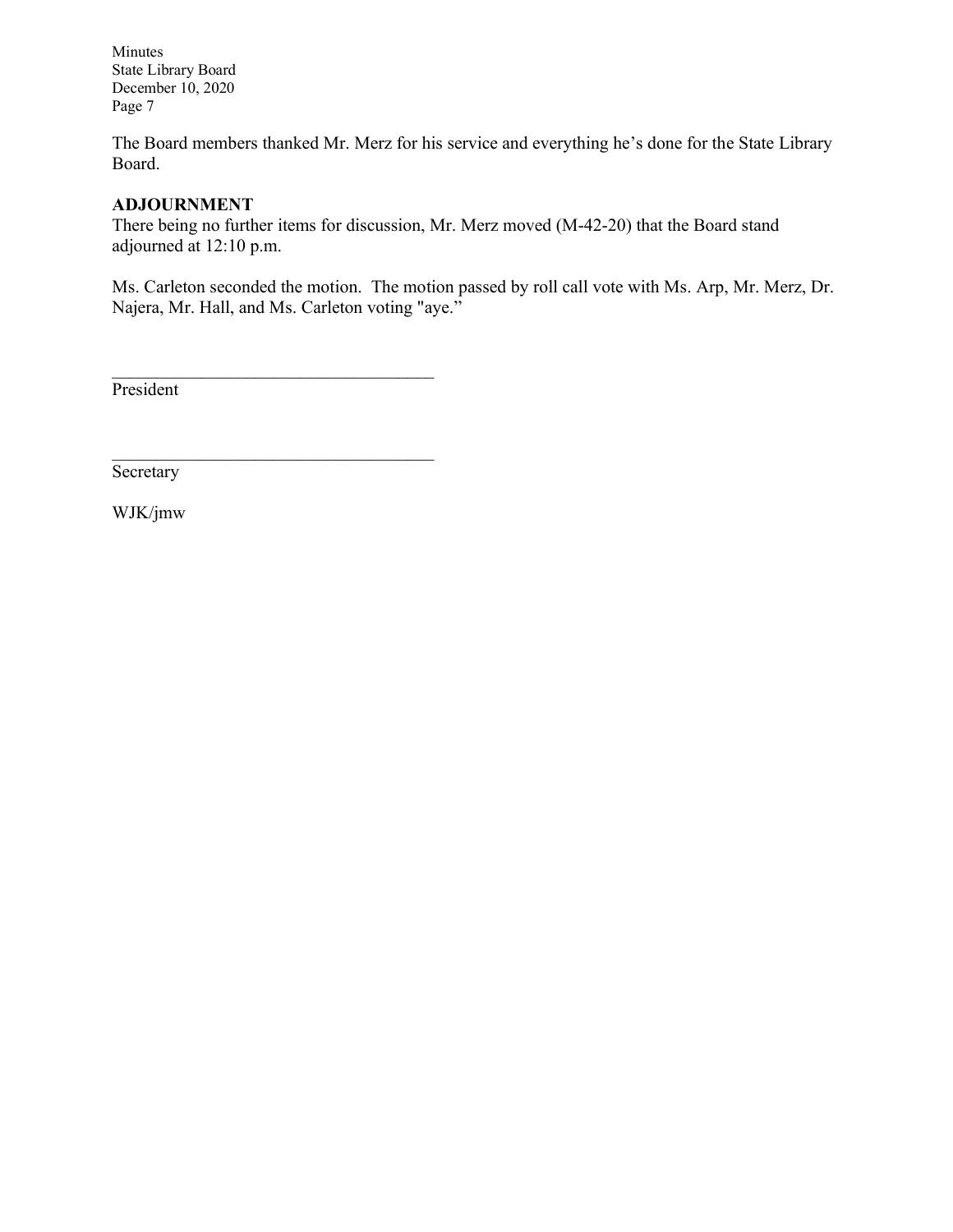The Board members thanked Mr. Merz for his service and everything he's done for the State Library Board.

**ADJOURNMENT**

There being no further items for discussion, Mr. Merz moved (M-42-20) that the Board stand adjourned at 12:10 p.m.

Ms. Carleton seconded the motion. The motion passed by roll call vote with Ms. Arp, Mr. Merz, Dr. Najera, Mr. Hall, and Ms. Carleton voting "aye."

\_\_\_\_\_\_\_\_\_\_\_\_\_\_\_\_\_\_\_\_\_\_\_\_\_\_\_\_\_\_\_\_\_\_\_\_

President

\_\_\_\_\_\_\_\_\_\_\_\_\_\_\_\_\_\_\_\_\_\_\_\_\_\_\_\_\_\_\_\_\_\_\_\_

Secretary

WJK/jmw